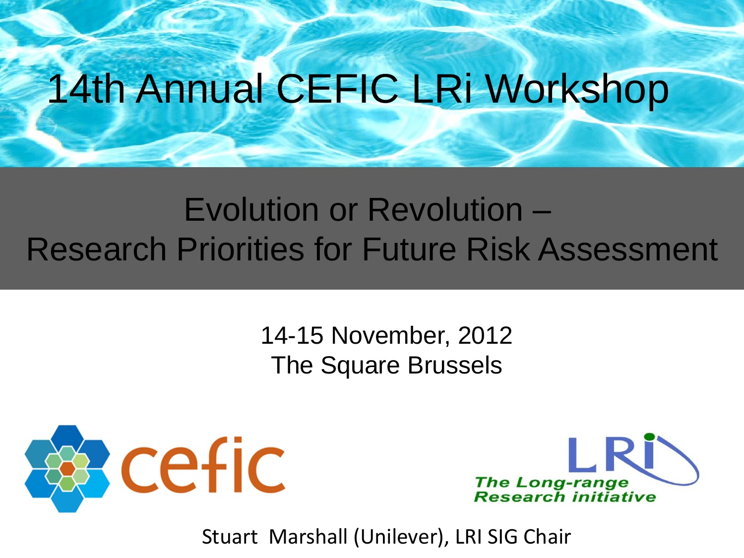# 14th Annual CEFIC LRi Workshop

## Evolution or Revolution – Research Priorities for Future Risk Assessment

14-15 November, 2012
The Square Brussels

cefic

LRI
*The Long-range Research initiative*

Stuart Marshall (Unilever), LRI SIG Chair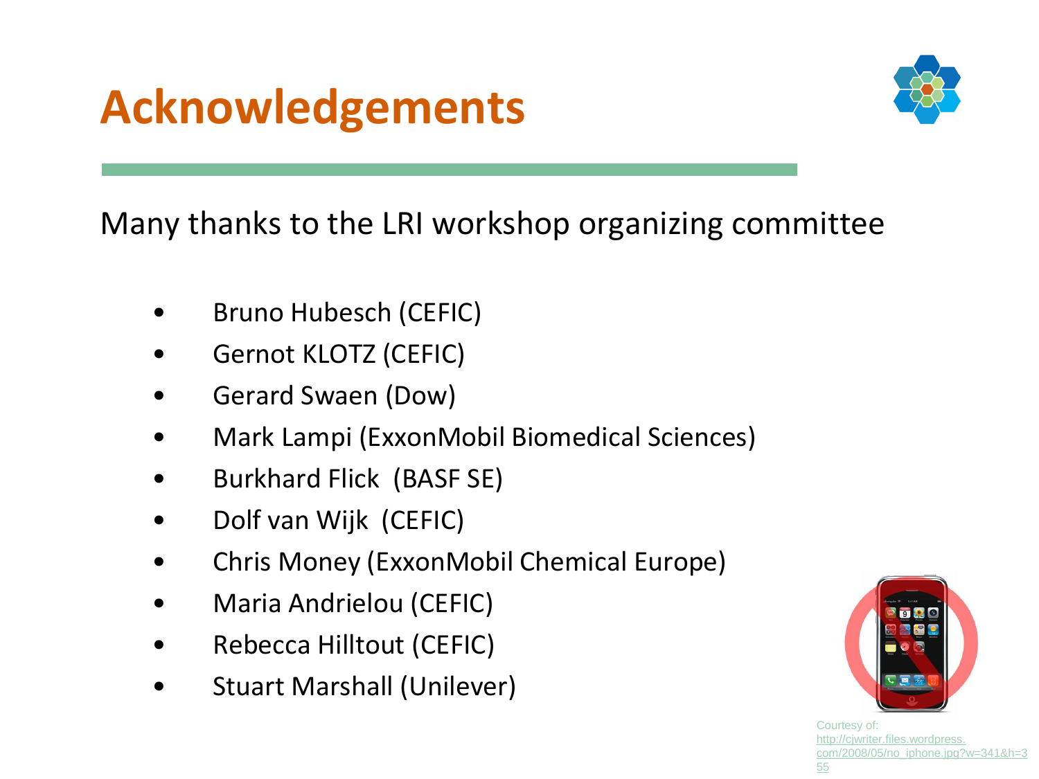# Acknowledgements

Many thanks to the LRI workshop organizing committee

- Bruno Hubesch (CEFIC)
- Gernot KLOTZ (CEFIC)
- Gerard Swaen (Dow)
- Mark Lampi (ExxonMobil Biomedical Sciences)
- Burkhard Flick (BASF SE)
- Dolf van Wijk (CEFIC)
- Chris Money (ExxonMobil Chemical Europe)
- Maria Andrielou (CEFIC)
- Rebecca Hilltout (CEFIC)
- Stuart Marshall (Unilever)

Courtesy of: http://cjwriter.files.wordpress.com/2008/05/no_iphone.jpg?w=341&h=355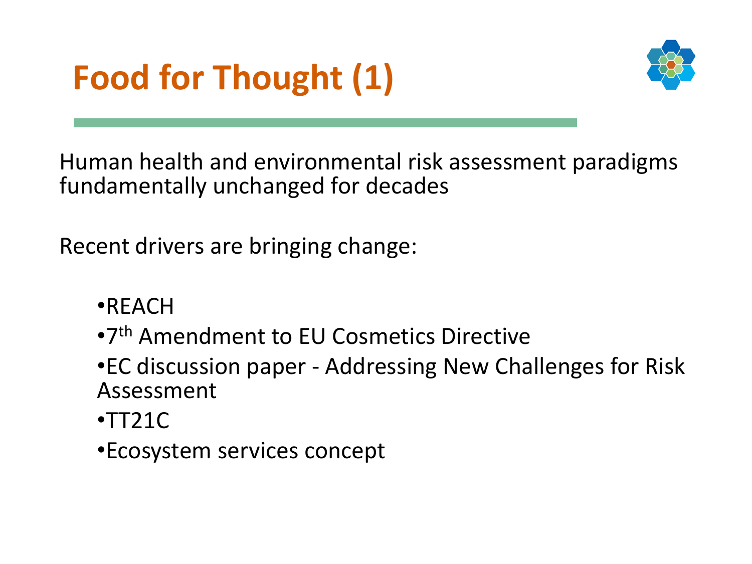# Food for Thought (1)

Human health and environmental risk assessment paradigms fundamentally unchanged for decades

Recent drivers are bringing change:

- REACH
- $7^{th}$ Amendment to EU Cosmetics Directive
- EC discussion paper - Addressing New Challenges for Risk Assessment
- TT21C
- Ecosystem services concept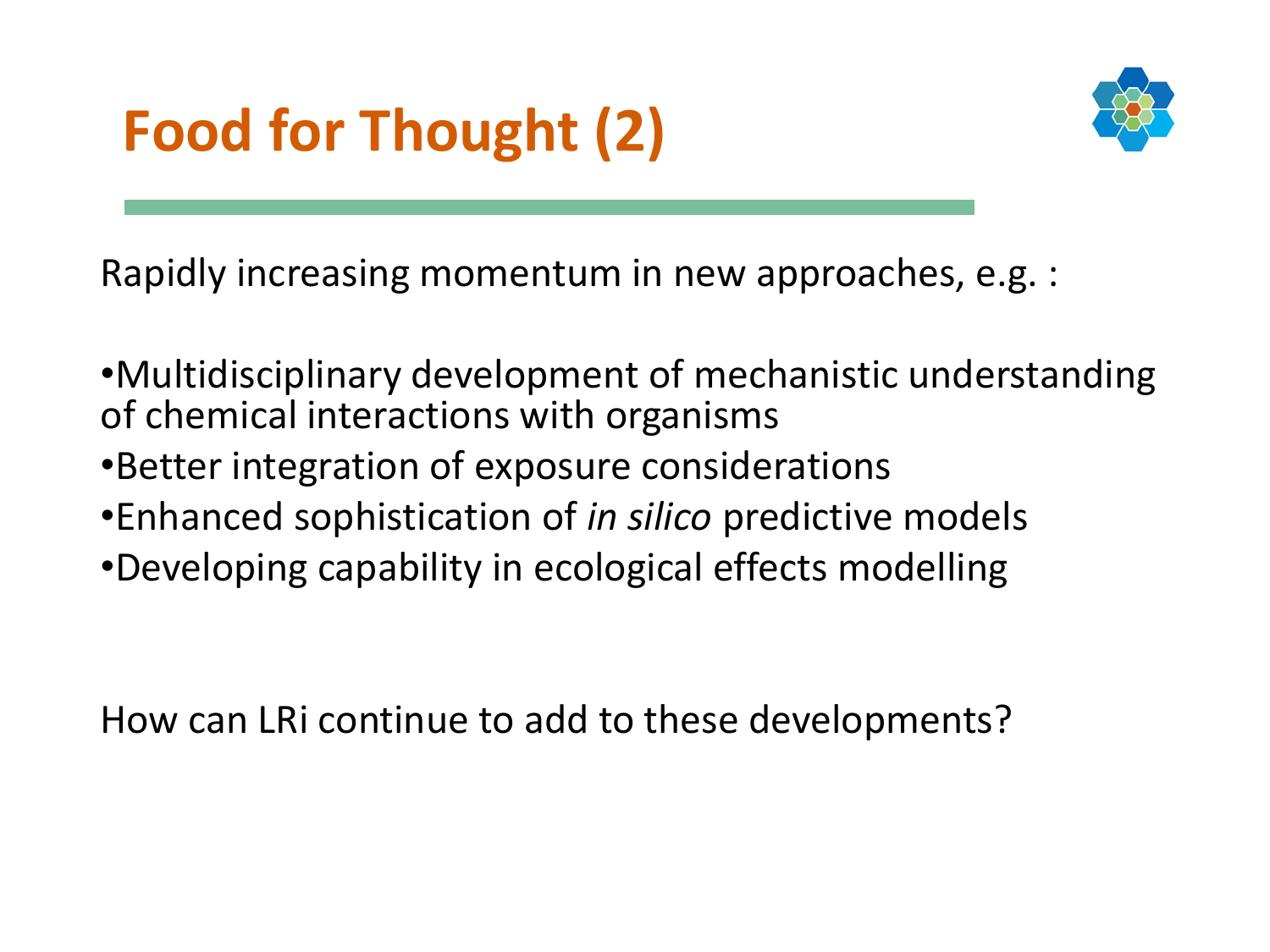# Food for Thought (2)

Rapidly increasing momentum in new approaches, e.g. :

- Multidisciplinary development of mechanistic understanding of chemical interactions with organisms
- Better integration of exposure considerations
- Enhanced sophistication of *in silico* predictive models
- Developing capability in ecological effects modelling

How can LRi continue to add to these developments?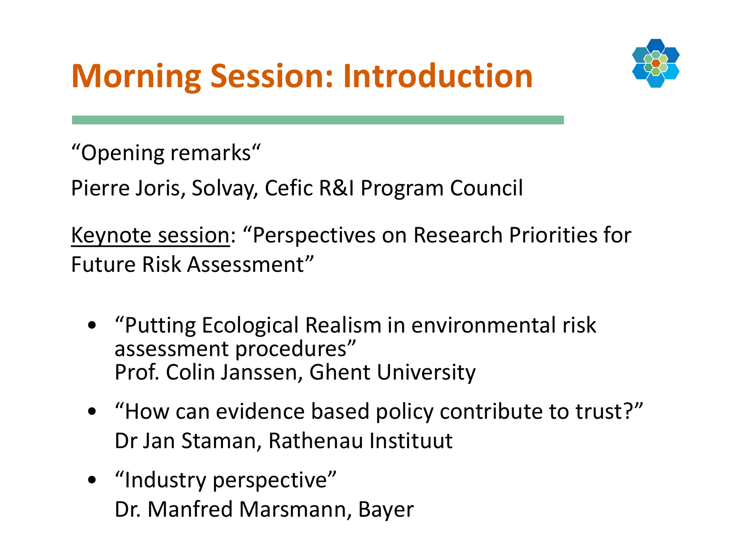# Morning Session: Introduction

“Opening remarks“

Pierre Joris, Solvay, Cefic R&I Program Council

Keynote session: “Perspectives on Research Priorities for Future Risk Assessment”

- “Putting Ecological Realism in environmental risk assessment procedures”
  Prof. Colin Janssen, Ghent University
- “How can evidence based policy contribute to trust?”
  Dr Jan Staman, Rathenau Instituut
- “Industry perspective”
  Dr. Manfred Marsmann, Bayer